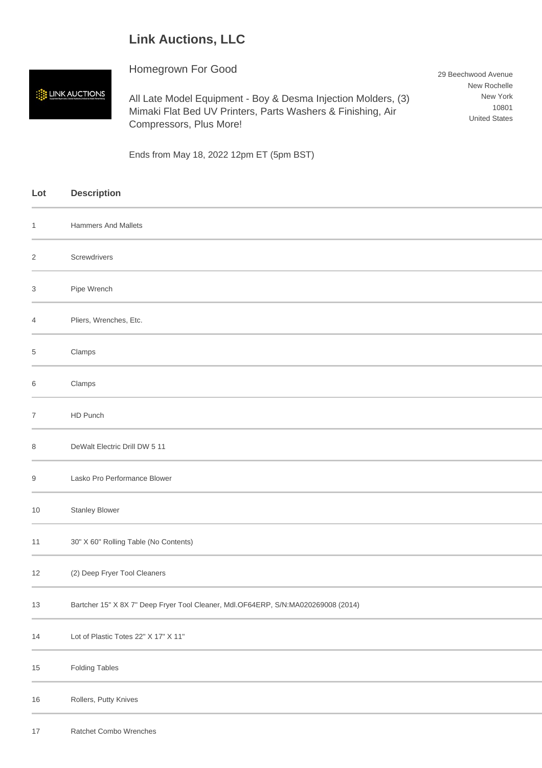# Link Auctions, LLC

## Homegrown For Good

All Late Model Equipment - Boy & Desma Injection Molders, (3) Mimaki Flat Bed UV Printers, Parts Washers & Finishing, Air Compressors, Plus More!

29 Beechwood Avenue
New Rochelle
New York
10801
United States

Ends from May 18, 2022 12pm ET (5pm BST)

| Lot | Description |
|---|---|
| 1 | Hammers And Mallets |
| 2 | Screwdrivers |
| 3 | Pipe Wrench |
| 4 | Pliers, Wrenches, Etc. |
| 5 | Clamps |
| 6 | Clamps |
| 7 | HD Punch |
| 8 | DeWalt Electric Drill DW 5 11 |
| 9 | Lasko Pro Performance Blower |
| 10 | Stanley Blower |
| 11 | 30" X 60" Rolling Table (No Contents) |
| 12 | (2) Deep Fryer Tool Cleaners |
| 13 | Bartcher 15" X 8X 7" Deep Fryer Tool Cleaner, Mdl.OF64ERP, S/N:MA020269008 (2014) |
| 14 | Lot of Plastic Totes 22" X 17" X 11" |
| 15 | Folding Tables |
| 16 | Rollers, Putty Knives |
| 17 | Ratchet Combo Wrenches |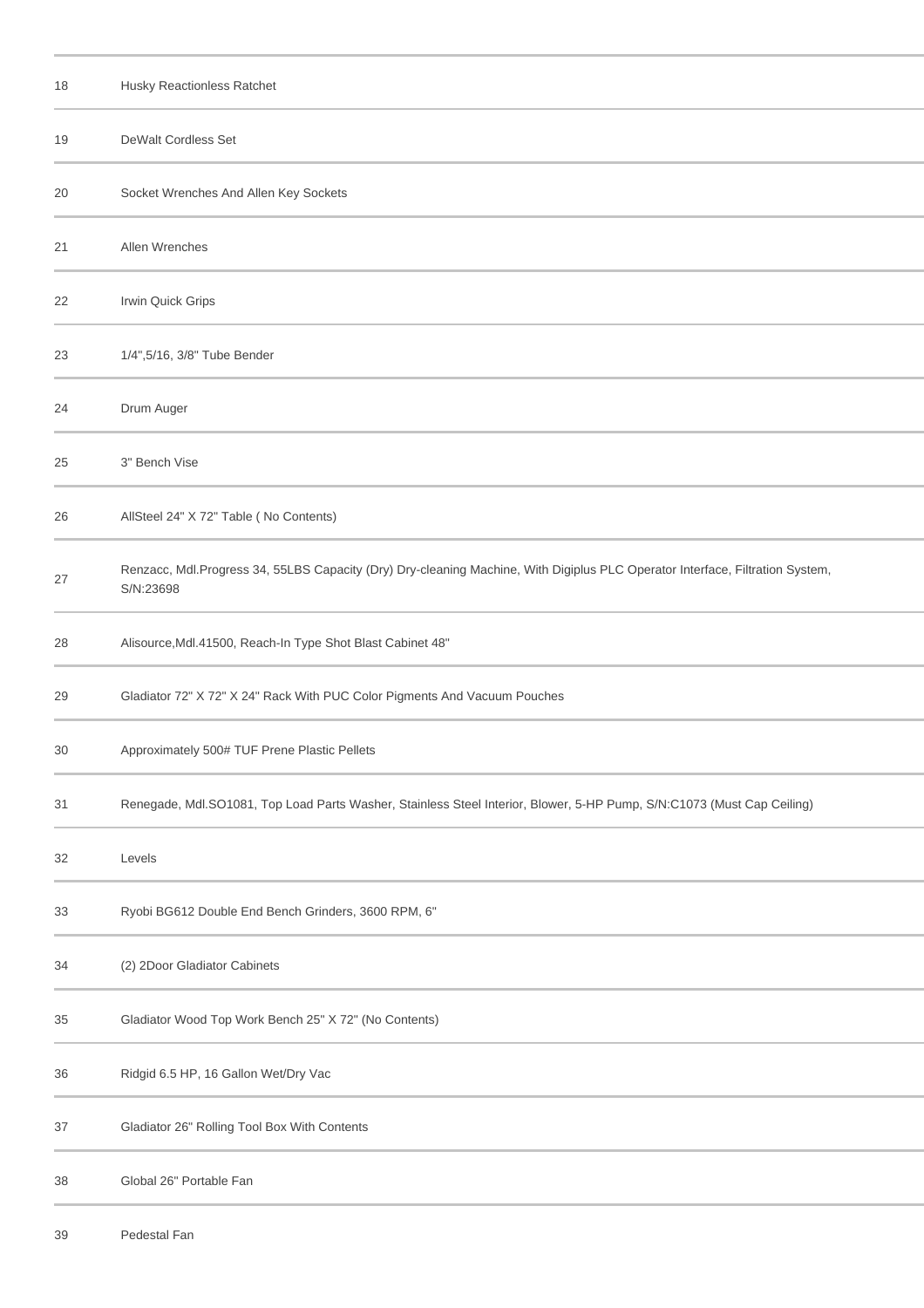| | |
|---|---|
| 18 | Husky Reactionless Ratchet |
| 19 | DeWalt Cordless Set |
| 20 | Socket Wrenches And Allen Key Sockets |
| 21 | Allen Wrenches |
| 22 | Irwin Quick Grips |
| 23 | 1/4",5/16, 3/8" Tube Bender |
| 24 | Drum Auger |
| 25 | 3" Bench Vise |
| 26 | AllSteel 24" X 72" Table ( No Contents) |
| 27 | Renzacc, Mdl.Progress 34, 55LBS Capacity (Dry) Dry-cleaning Machine, With Digiplus PLC Operator Interface, Filtration System, S/N:23698 |
| 28 | Alisource,Mdl.41500, Reach-In Type Shot Blast Cabinet 48" |
| 29 | Gladiator 72" X 72" X 24" Rack With PUC Color Pigments And Vacuum Pouches |
| 30 | Approximately 500# TUF Prene Plastic Pellets |
| 31 | Renegade, Mdl.SO1081, Top Load Parts Washer, Stainless Steel Interior, Blower, 5-HP Pump, S/N:C1073 (Must Cap Ceiling) |
| 32 | Levels |
| 33 | Ryobi BG612 Double End Bench Grinders, 3600 RPM, 6" |
| 34 | (2) 2Door Gladiator Cabinets |
| 35 | Gladiator Wood Top Work Bench 25" X 72" (No Contents) |
| 36 | Ridgid 6.5 HP, 16 Gallon Wet/Dry Vac |
| 37 | Gladiator 26" Rolling Tool Box With Contents |
| 38 | Global 26" Portable Fan |
| 39 | Pedestal Fan |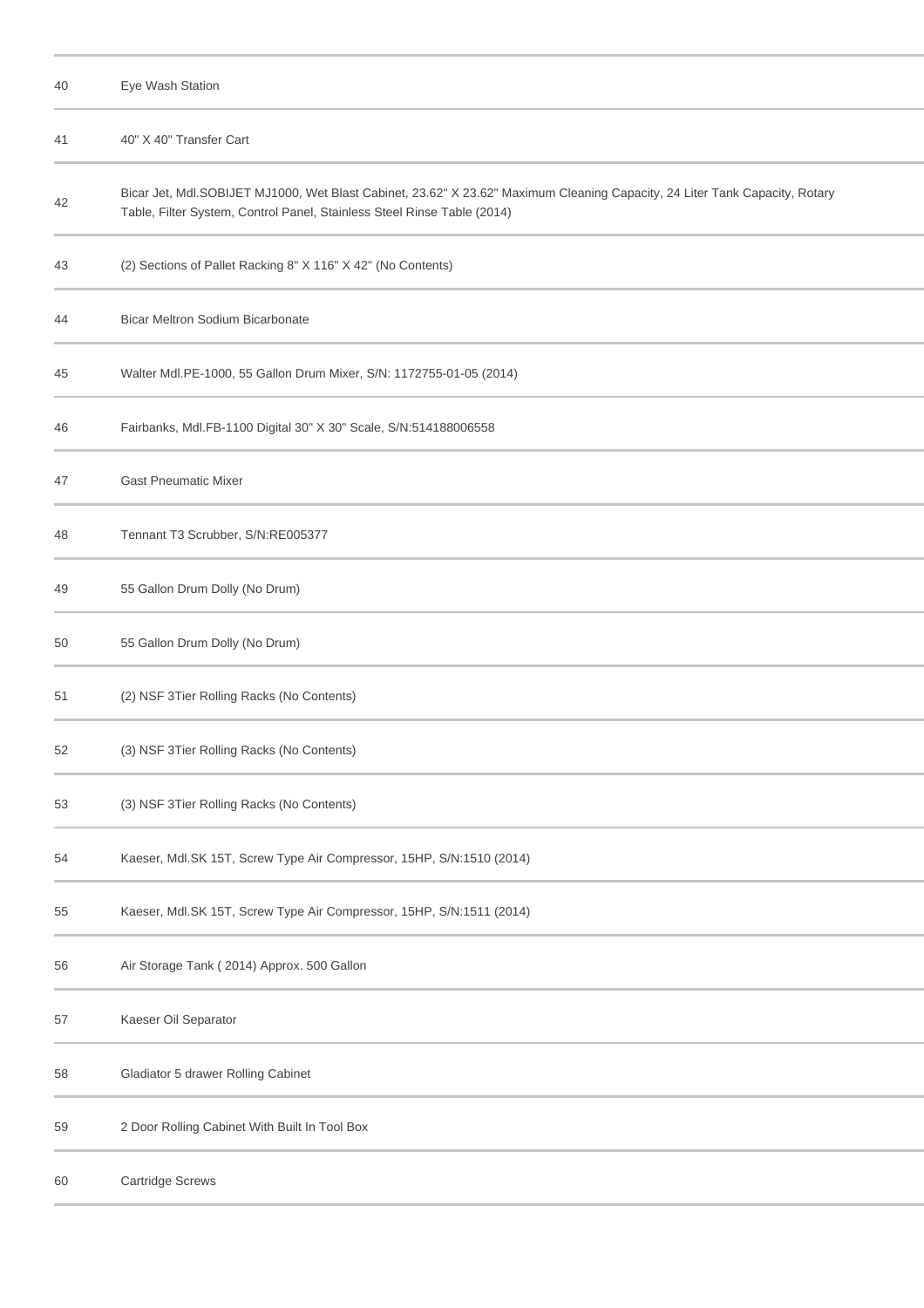| | |
|---|---|
| 40 | Eye Wash Station |
| 41 | 40" X 40" Transfer Cart |
| 42 | Bicar Jet, Mdl.SOBIJET MJ1000, Wet Blast Cabinet, 23.62" X 23.62" Maximum Cleaning Capacity, 24 Liter Tank Capacity, Rotary Table, Filter System, Control Panel, Stainless Steel Rinse Table (2014) |
| 43 | (2) Sections of Pallet Racking 8" X 116" X 42" (No Contents) |
| 44 | Bicar Meltron Sodium Bicarbonate |
| 45 | Walter Mdl.PE-1000, 55 Gallon Drum Mixer, S/N: 1172755-01-05 (2014) |
| 46 | Fairbanks, Mdl.FB-1100 Digital 30" X 30" Scale, S/N:514188006558 |
| 47 | Gast Pneumatic Mixer |
| 48 | Tennant T3 Scrubber, S/N:RE005377 |
| 49 | 55 Gallon Drum Dolly (No Drum) |
| 50 | 55 Gallon Drum Dolly (No Drum) |
| 51 | (2) NSF 3Tier Rolling Racks (No Contents) |
| 52 | (3) NSF 3Tier Rolling Racks (No Contents) |
| 53 | (3) NSF 3Tier Rolling Racks (No Contents) |
| 54 | Kaeser, Mdl.SK 15T, Screw Type Air Compressor, 15HP, S/N:1510 (2014) |
| 55 | Kaeser, Mdl.SK 15T, Screw Type Air Compressor, 15HP, S/N:1511 (2014) |
| 56 | Air Storage Tank ( 2014) Approx. 500 Gallon |
| 57 | Kaeser Oil Separator |
| 58 | Gladiator 5 drawer Rolling Cabinet |
| 59 | 2 Door Rolling Cabinet With Built In Tool Box |
| 60 | Cartridge Screws |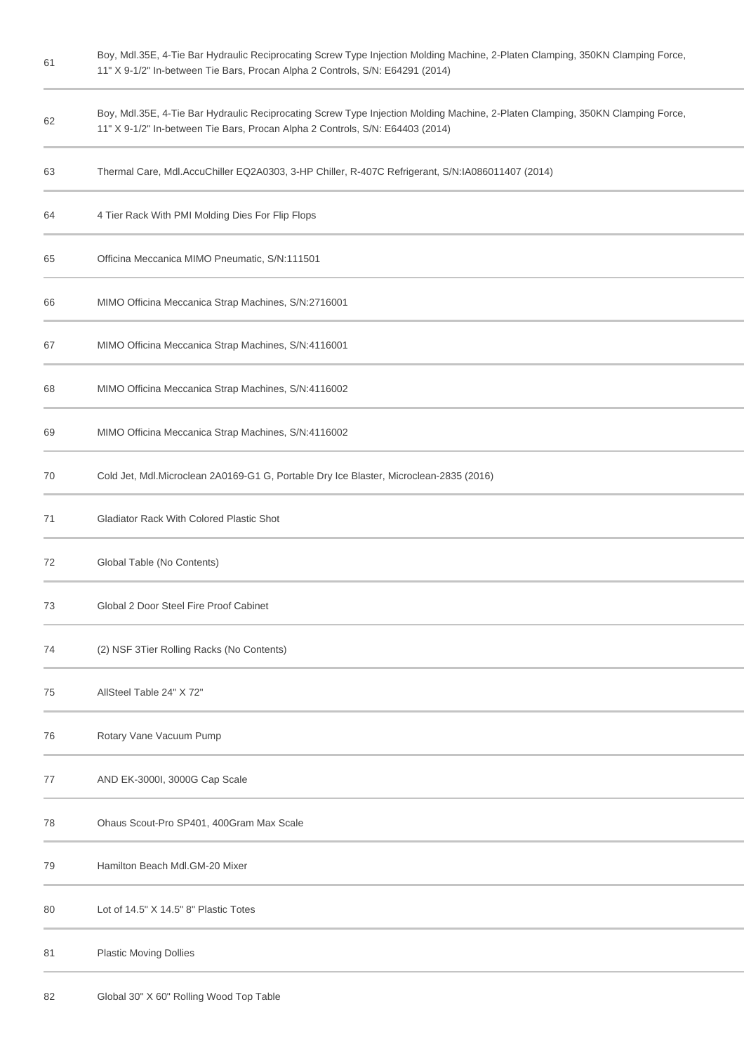| | |
|---|---|
| 61 | Boy, Mdl.35E, 4-Tie Bar Hydraulic Reciprocating Screw Type Injection Molding Machine, 2-Platen Clamping, 350KN Clamping Force, 11" X 9-1/2" In-between Tie Bars, Procan Alpha 2 Controls, S/N: E64291 (2014) |
| 62 | Boy, Mdl.35E, 4-Tie Bar Hydraulic Reciprocating Screw Type Injection Molding Machine, 2-Platen Clamping, 350KN Clamping Force, 11" X 9-1/2" In-between Tie Bars, Procan Alpha 2 Controls, S/N: E64403 (2014) |
| 63 | Thermal Care, Mdl.AccuChiller EQ2A0303, 3-HP Chiller, R-407C Refrigerant, S/N:IA086011407 (2014) |
| 64 | 4 Tier Rack With PMI Molding Dies For Flip Flops |
| 65 | Officina Meccanica MIMO Pneumatic, S/N:111501 |
| 66 | MIMO Officina Meccanica Strap Machines, S/N:2716001 |
| 67 | MIMO Officina Meccanica Strap Machines, S/N:4116001 |
| 68 | MIMO Officina Meccanica Strap Machines, S/N:4116002 |
| 69 | MIMO Officina Meccanica Strap Machines, S/N:4116002 |
| 70 | Cold Jet, Mdl.Microclean 2A0169-G1 G, Portable Dry Ice Blaster, Microclean-2835 (2016) |
| 71 | Gladiator Rack With Colored Plastic Shot |
| 72 | Global Table (No Contents) |
| 73 | Global 2 Door Steel Fire Proof Cabinet |
| 74 | (2) NSF 3Tier Rolling Racks (No Contents) |
| 75 | AllSteel Table 24" X 72" |
| 76 | Rotary Vane Vacuum Pump |
| 77 | AND EK-3000I, 3000G Cap Scale |
| 78 | Ohaus Scout-Pro SP401, 400Gram Max Scale |
| 79 | Hamilton Beach Mdl.GM-20 Mixer |
| 80 | Lot of 14.5" X 14.5" 8" Plastic Totes |
| 81 | Plastic Moving Dollies |
| 82 | Global 30" X 60" Rolling Wood Top Table |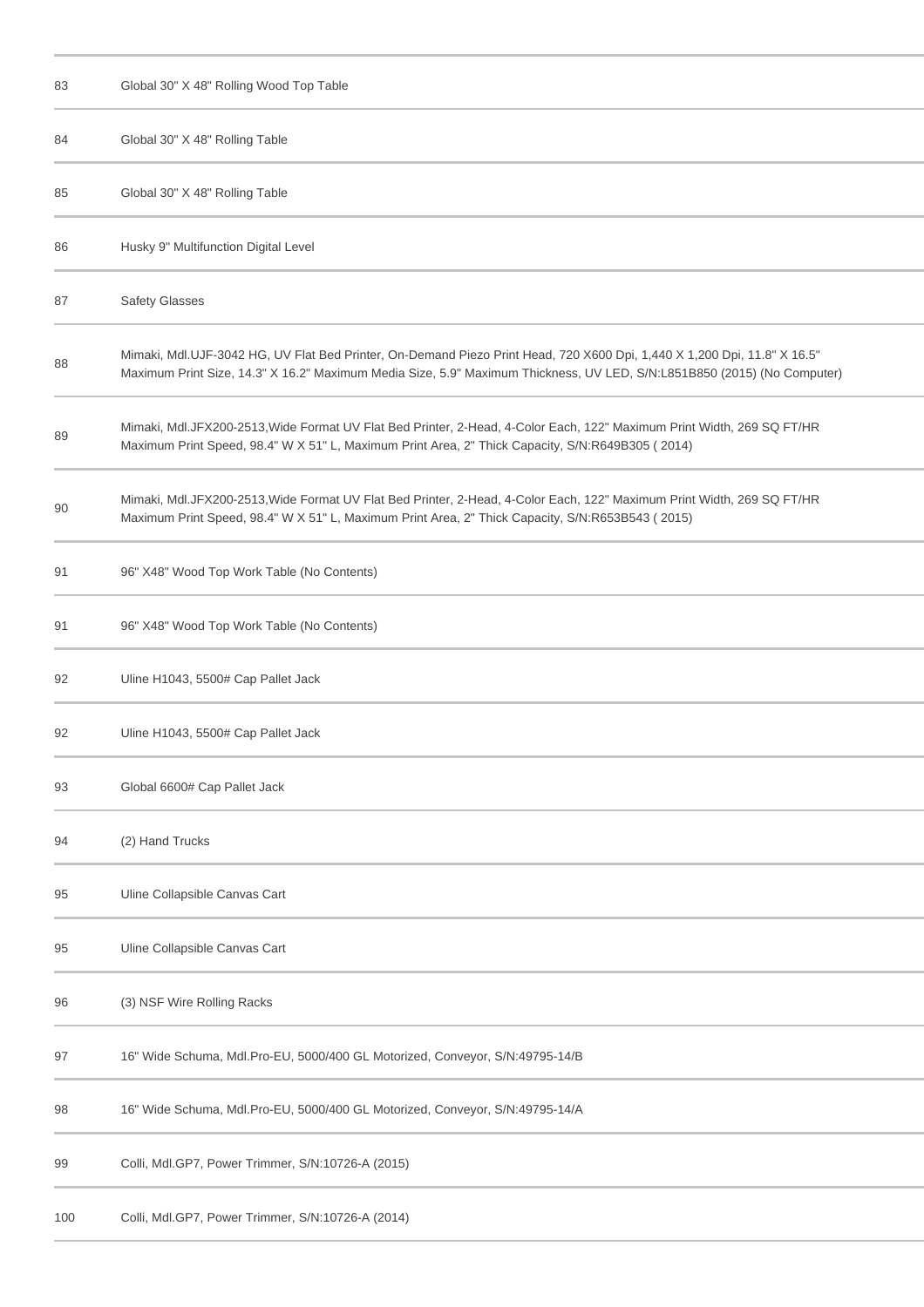| | |
|---|---|
| 83 | Global 30" X 48" Rolling Wood Top Table |
| 84 | Global 30" X 48" Rolling Table |
| 85 | Global 30" X 48" Rolling Table |
| 86 | Husky 9" Multifunction Digital Level |
| 87 | Safety Glasses |
| 88 | Mimaki, Mdl.UJF-3042 HG, UV Flat Bed Printer, On-Demand Piezo Print Head, 720 X600 Dpi, 1,440 X 1,200 Dpi, 11.8" X 16.5" Maximum Print Size, 14.3" X 16.2" Maximum Media Size, 5.9" Maximum Thickness, UV LED, S/N:L851B850 (2015) (No Computer) |
| 89 | Mimaki, Mdl.JFX200-2513,Wide Format UV Flat Bed Printer, 2-Head, 4-Color Each, 122" Maximum Print Width, 269 SQ FT/HR Maximum Print Speed, 98.4" W X 51" L, Maximum Print Area, 2" Thick Capacity, S/N:R649B305 ( 2014) |
| 90 | Mimaki, Mdl.JFX200-2513,Wide Format UV Flat Bed Printer, 2-Head, 4-Color Each, 122" Maximum Print Width, 269 SQ FT/HR Maximum Print Speed, 98.4" W X 51" L, Maximum Print Area, 2" Thick Capacity, S/N:R653B543 ( 2015) |
| 91 | 96" X48" Wood Top Work Table (No Contents) |
| 91 | 96" X48" Wood Top Work Table (No Contents) |
| 92 | Uline H1043, 5500# Cap Pallet Jack |
| 92 | Uline H1043, 5500# Cap Pallet Jack |
| 93 | Global 6600# Cap Pallet Jack |
| 94 | (2) Hand Trucks |
| 95 | Uline Collapsible Canvas Cart |
| 95 | Uline Collapsible Canvas Cart |
| 96 | (3) NSF Wire Rolling Racks |
| 97 | 16" Wide Schuma, Mdl.Pro-EU, 5000/400 GL Motorized, Conveyor, S/N:49795-14/B |
| 98 | 16" Wide Schuma, Mdl.Pro-EU, 5000/400 GL Motorized, Conveyor, S/N:49795-14/A |
| 99 | Colli, Mdl.GP7, Power Trimmer, S/N:10726-A (2015) |
| 100 | Colli, Mdl.GP7, Power Trimmer, S/N:10726-A (2014) |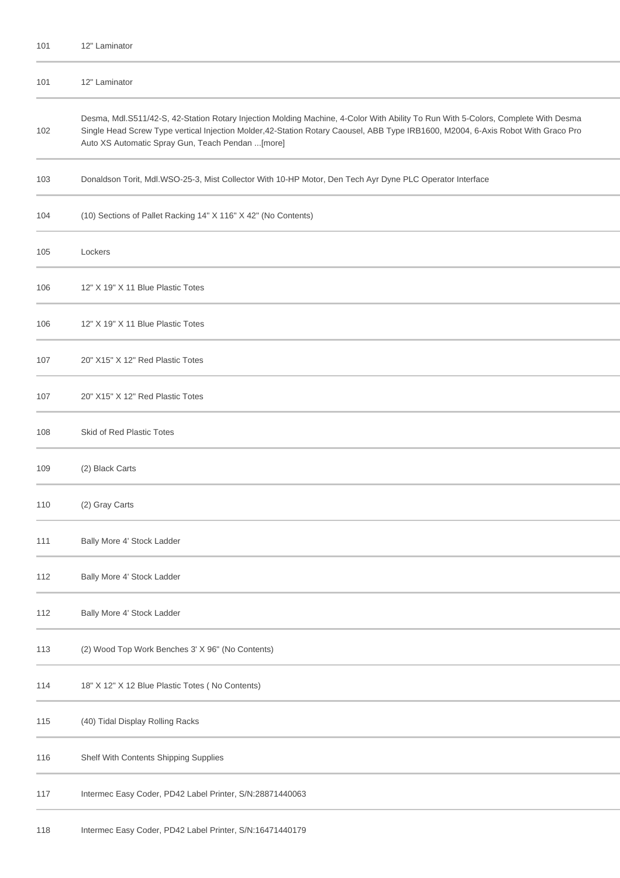| | |
|---|---|
| 101 | 12" Laminator |
| 101 | 12" Laminator |
| 102 | Desma, Mdl.S511/42-S, 42-Station Rotary Injection Molding Machine, 4-Color With Ability To Run With 5-Colors, Complete With Desma Single Head Screw Type vertical Injection Molder,42-Station Rotary Caousel, ABB Type IRB1600, M2004, 6-Axis Robot With Graco Pro Auto XS Automatic Spray Gun, Teach Pendan ...[more] |
| 103 | Donaldson Torit, Mdl.WSO-25-3, Mist Collector With 10-HP Motor, Den Tech Ayr Dyne PLC Operator Interface |
| 104 | (10) Sections of Pallet Racking 14" X 116" X 42" (No Contents) |
| 105 | Lockers |
| 106 | 12" X 19" X 11 Blue Plastic Totes |
| 106 | 12" X 19" X 11 Blue Plastic Totes |
| 107 | 20" X15" X 12" Red Plastic Totes |
| 107 | 20" X15" X 12" Red Plastic Totes |
| 108 | Skid of Red Plastic Totes |
| 109 | (2) Black Carts |
| 110 | (2) Gray Carts |
| 111 | Bally More 4' Stock Ladder |
| 112 | Bally More 4' Stock Ladder |
| 112 | Bally More 4' Stock Ladder |
| 113 | (2) Wood Top Work Benches 3' X 96" (No Contents) |
| 114 | 18" X 12" X 12 Blue Plastic Totes ( No Contents) |
| 115 | (40) Tidal Display Rolling Racks |
| 116 | Shelf With Contents Shipping Supplies |
| 117 | Intermec Easy Coder, PD42 Label Printer, S/N:28871440063 |
| 118 | Intermec Easy Coder, PD42 Label Printer, S/N:16471440179 |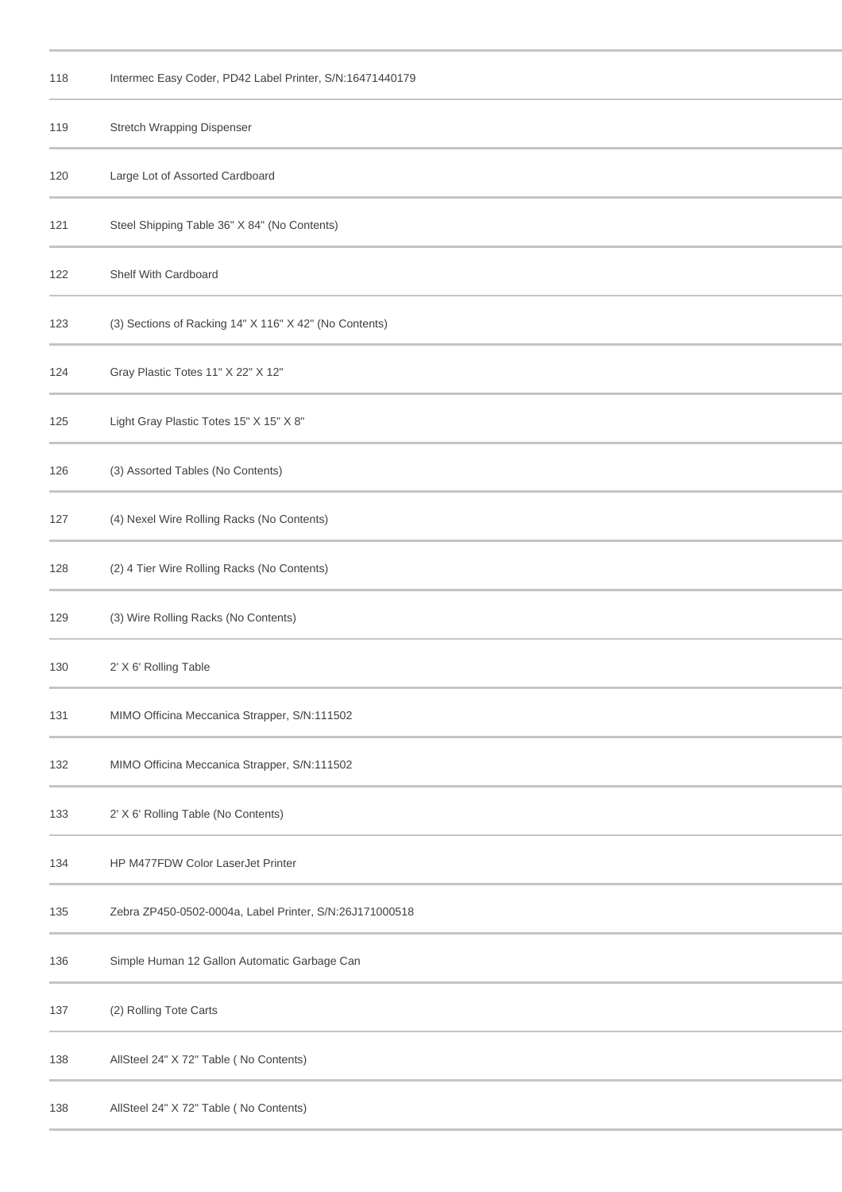| | |
|---|---|
| 118 | Intermec Easy Coder, PD42 Label Printer, S/N:16471440179 |
| 119 | Stretch Wrapping Dispenser |
| 120 | Large Lot of Assorted Cardboard |
| 121 | Steel Shipping Table 36" X 84" (No Contents) |
| 122 | Shelf With Cardboard |
| 123 | (3) Sections of Racking 14" X 116" X 42" (No Contents) |
| 124 | Gray Plastic Totes 11" X 22" X 12" |
| 125 | Light Gray Plastic Totes 15" X 15" X 8" |
| 126 | (3) Assorted Tables (No Contents) |
| 127 | (4) Nexel Wire Rolling Racks (No Contents) |
| 128 | (2) 4 Tier Wire Rolling Racks (No Contents) |
| 129 | (3) Wire Rolling Racks (No Contents) |
| 130 | 2' X 6' Rolling Table |
| 131 | MIMO Officina Meccanica Strapper, S/N:111502 |
| 132 | MIMO Officina Meccanica Strapper, S/N:111502 |
| 133 | 2' X 6' Rolling Table (No Contents) |
| 134 | HP M477FDW Color LaserJet Printer |
| 135 | Zebra ZP450-0502-0004a, Label Printer, S/N:26J171000518 |
| 136 | Simple Human 12 Gallon Automatic Garbage Can |
| 137 | (2) Rolling Tote Carts |
| 138 | AllSteel 24" X 72" Table ( No Contents) |
| 138 | AllSteel 24" X 72" Table ( No Contents) |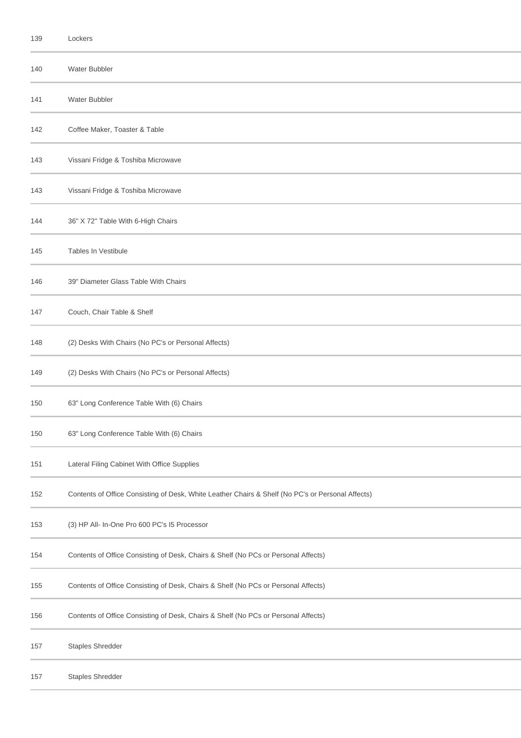| | |
|---|---|
| 139 | Lockers |
| 140 | Water Bubbler |
| 141 | Water Bubbler |
| 142 | Coffee Maker, Toaster & Table |
| 143 | Vissani Fridge & Toshiba Microwave |
| 143 | Vissani Fridge & Toshiba Microwave |
| 144 | 36" X 72" Table With 6-High Chairs |
| 145 | Tables In Vestibule |
| 146 | 39" Diameter Glass Table With Chairs |
| 147 | Couch, Chair Table & Shelf |
| 148 | (2) Desks With Chairs (No PC's or Personal Affects) |
| 149 | (2) Desks With Chairs (No PC's or Personal Affects) |
| 150 | 63" Long Conference Table With (6) Chairs |
| 150 | 63" Long Conference Table With (6) Chairs |
| 151 | Lateral Filing Cabinet With Office Supplies |
| 152 | Contents of Office Consisting of Desk, White Leather Chairs & Shelf (No PC's or Personal Affects) |
| 153 | (3) HP All- In-One Pro 600 PC's I5 Processor |
| 154 | Contents of Office Consisting of Desk, Chairs & Shelf (No PCs or Personal Affects) |
| 155 | Contents of Office Consisting of Desk, Chairs & Shelf (No PCs or Personal Affects) |
| 156 | Contents of Office Consisting of Desk, Chairs & Shelf (No PCs or Personal Affects) |
| 157 | Staples Shredder |
| 157 | Staples Shredder |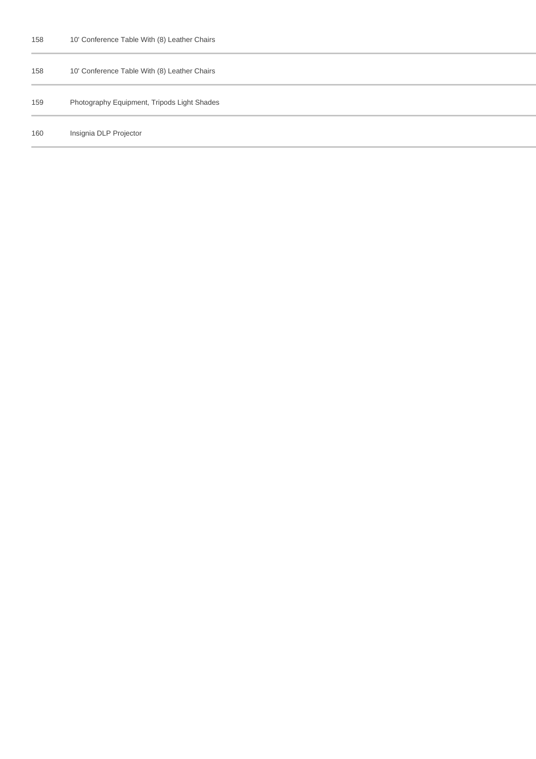| | |
|---|---|
| 158 | 10' Conference Table With (8) Leather Chairs |
| 158 | 10' Conference Table With (8) Leather Chairs |
| 159 | Photography Equipment, Tripods Light Shades |
| 160 | Insignia DLP Projector |